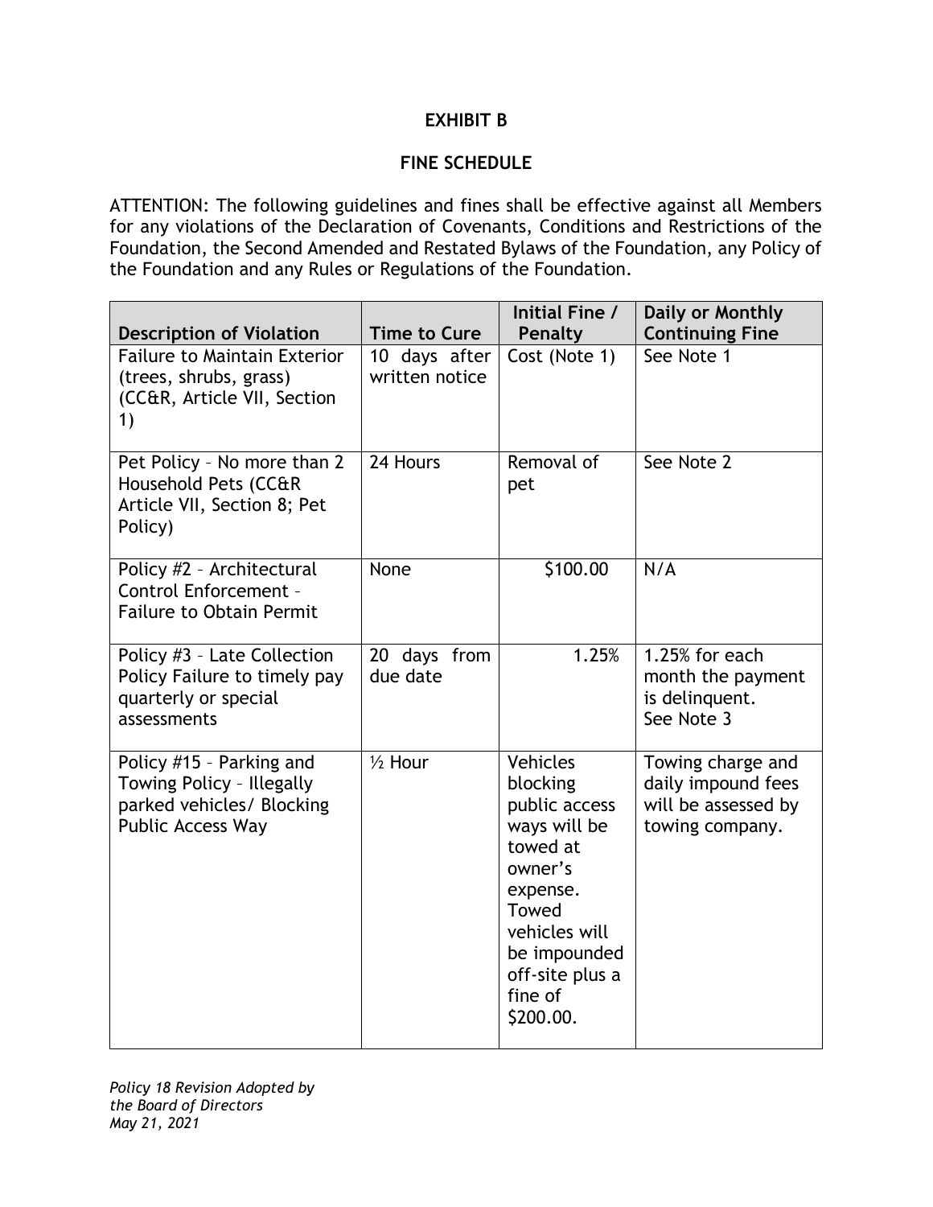# EXHIBIT B

## FINE SCHEDULE

ATTENTION: The following guidelines and fines shall be effective against all Members for any violations of the Declaration of Covenants, Conditions and Restrictions of the Foundation, the Second Amended and Restated Bylaws of the Foundation, any Policy of the Foundation and any Rules or Regulations of the Foundation.

| Description of Violation | Time to Cure | Initial Fine / Penalty | Daily or Monthly Continuing Fine |
|---|---|---|---|
| Failure to Maintain Exterior (trees, shrubs, grass) (CC&R, Article VII, Section 1) | 10 days after written notice | Cost (Note 1) | See Note 1 |
| Pet Policy – No more than 2 Household Pets (CC&R Article VII, Section 8; Pet Policy) | 24 Hours | Removal of pet | See Note 2 |
| Policy #2 – Architectural Control Enforcement – Failure to Obtain Permit | None | \$100.00 | N/A |
| Policy #3 – Late Collection Policy Failure to timely pay quarterly or special assessments | 20 days from due date | 1.25% | 1.25% for each month the payment is delinquent. See Note 3 |
| Policy #15 – Parking and Towing Policy – Illegally parked vehicles/ Blocking Public Access Way | ½ Hour | Vehicles blocking public access ways will be towed at owner's expense. Towed vehicles will be impounded off-site plus a fine of \$200.00. | Towing charge and daily impound fees will be assessed by towing company. |

*Policy 18 Revision Adopted by the Board of Directors May 21, 2021*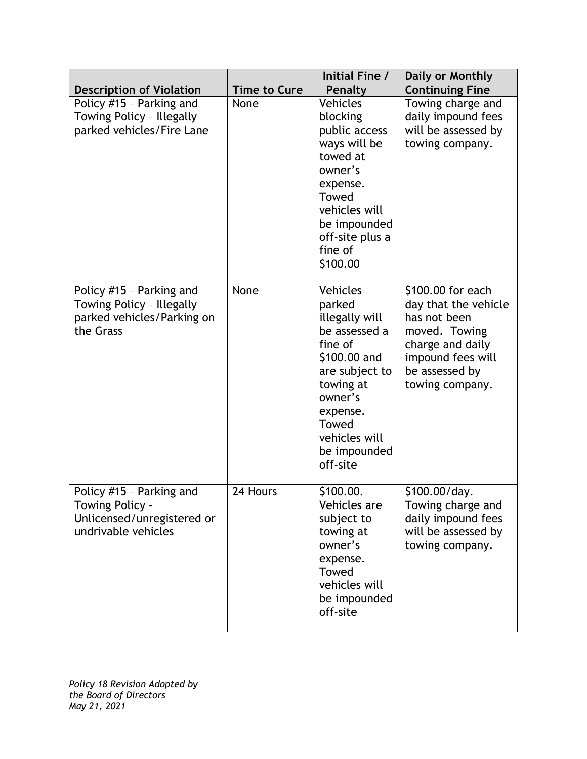| Description of Violation | Time to Cure | Initial Fine / Penalty | Daily or Monthly Continuing Fine |
|---|---|---|---|
| Policy #15 – Parking and Towing Policy – Illegally parked vehicles/Fire Lane | None | Vehicles blocking public access ways will be towed at owner's expense. Towed vehicles will be impounded off-site plus a fine of $100.00 | Towing charge and daily impound fees will be assessed by towing company. |
| Policy #15 – Parking and Towing Policy – Illegally parked vehicles/Parking on the Grass | None | Vehicles parked illegally will be assessed a fine of $100.00 and are subject to towing at owner's expense. Towed vehicles will be impounded off-site | $100.00 for each day that the vehicle has not been moved. Towing charge and daily impound fees will be assessed by towing company. |
| Policy #15 – Parking and Towing Policy – Unlicensed/unregistered or undrivable vehicles | 24 Hours | $100.00. Vehicles are subject to towing at owner's expense. Towed vehicles will be impounded off-site | $100.00/day. Towing charge and daily impound fees will be assessed by towing company. |

*Policy 18 Revision Adopted by the Board of Directors May 21, 2021*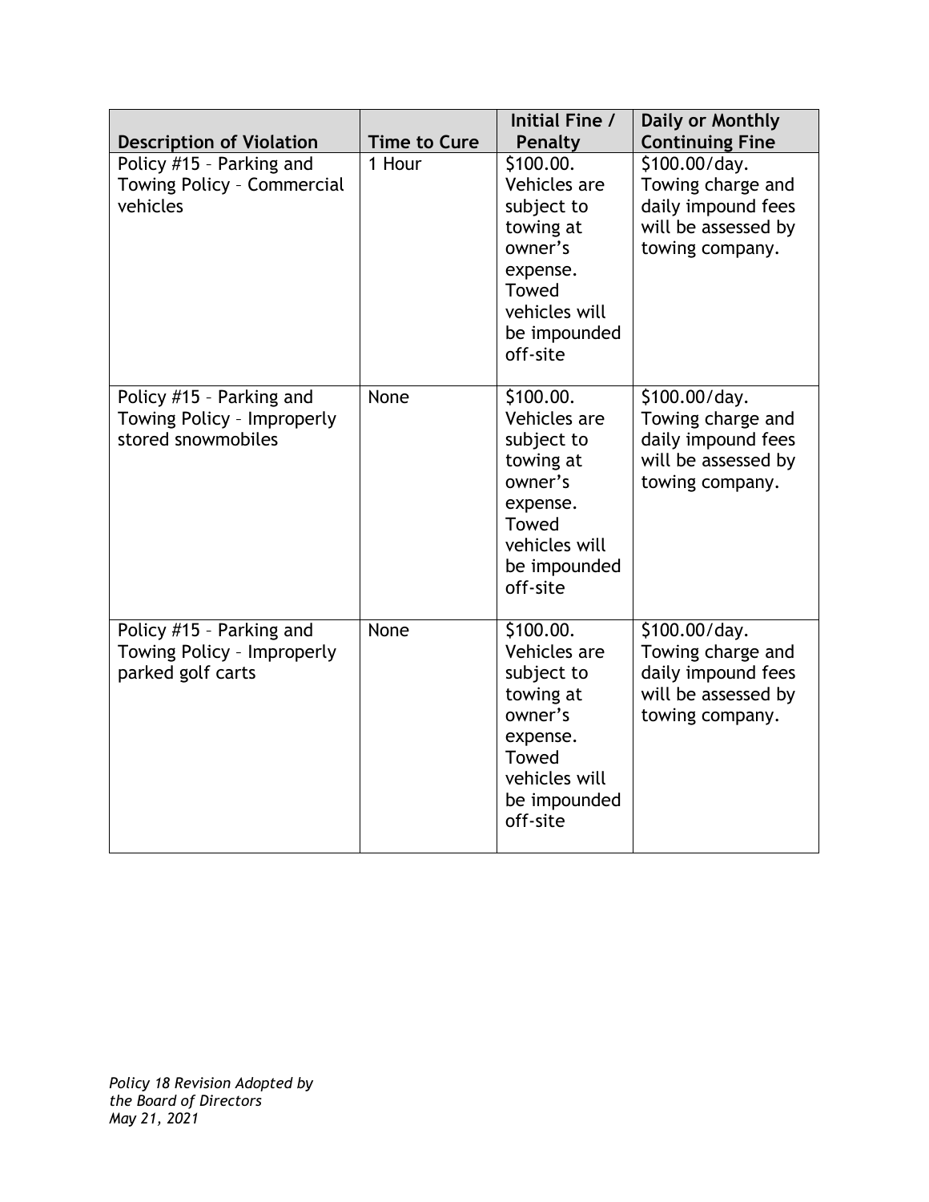| Description of Violation | Time to Cure | Initial Fine / Penalty | Daily or Monthly Continuing Fine |
|---|---|---|---|
| Policy #15 – Parking and Towing Policy – Commercial vehicles | 1 Hour | $100.00. Vehicles are subject to towing at owner's expense. Towed vehicles will be impounded off-site | $100.00/day. Towing charge and daily impound fees will be assessed by towing company. |
| Policy #15 – Parking and Towing Policy – Improperly stored snowmobiles | None | $100.00. Vehicles are subject to towing at owner's expense. Towed vehicles will be impounded off-site | $100.00/day. Towing charge and daily impound fees will be assessed by towing company. |
| Policy #15 – Parking and Towing Policy – Improperly parked golf carts | None | $100.00. Vehicles are subject to towing at owner's expense. Towed vehicles will be impounded off-site | $100.00/day. Towing charge and daily impound fees will be assessed by towing company. |

*Policy 18 Revision Adopted by the Board of Directors May 21, 2021*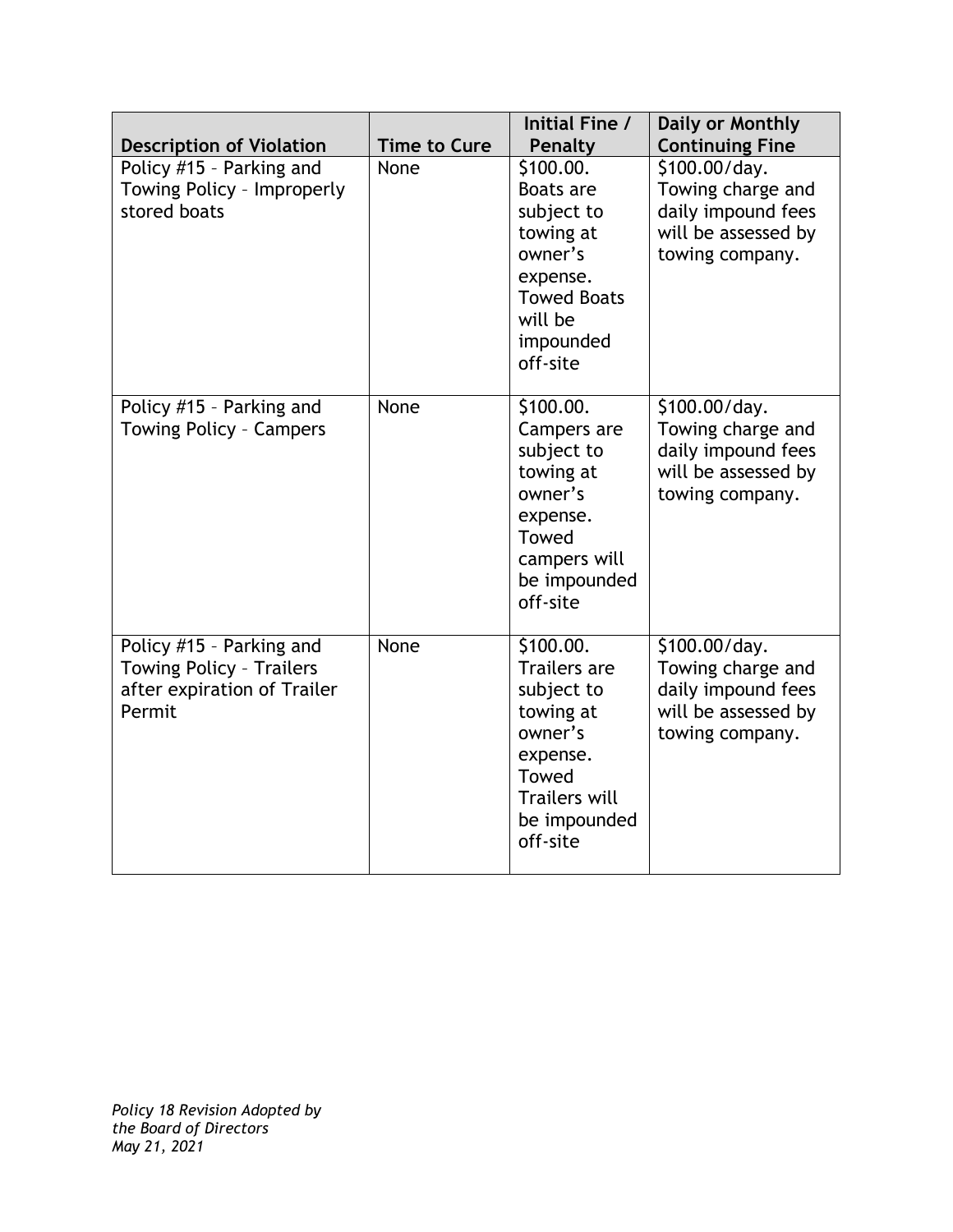| Description of Violation | Time to Cure | Initial Fine / Penalty | Daily or Monthly Continuing Fine |
|---|---|---|---|
| Policy #15 – Parking and Towing Policy – Improperly stored boats | None | $100.00. Boats are subject to towing at owner's expense. Towed Boats will be impounded off-site | $100.00/day. Towing charge and daily impound fees will be assessed by towing company. |
| Policy #15 – Parking and Towing Policy – Campers | None | $100.00. Campers are subject to towing at owner's expense. Towed campers will be impounded off-site | $100.00/day. Towing charge and daily impound fees will be assessed by towing company. |
| Policy #15 – Parking and Towing Policy – Trailers after expiration of Trailer Permit | None | $100.00. Trailers are subject to towing at owner's expense. Towed Trailers will be impounded off-site | $100.00/day. Towing charge and daily impound fees will be assessed by towing company. |

*Policy 18 Revision Adopted by the Board of Directors May 21, 2021*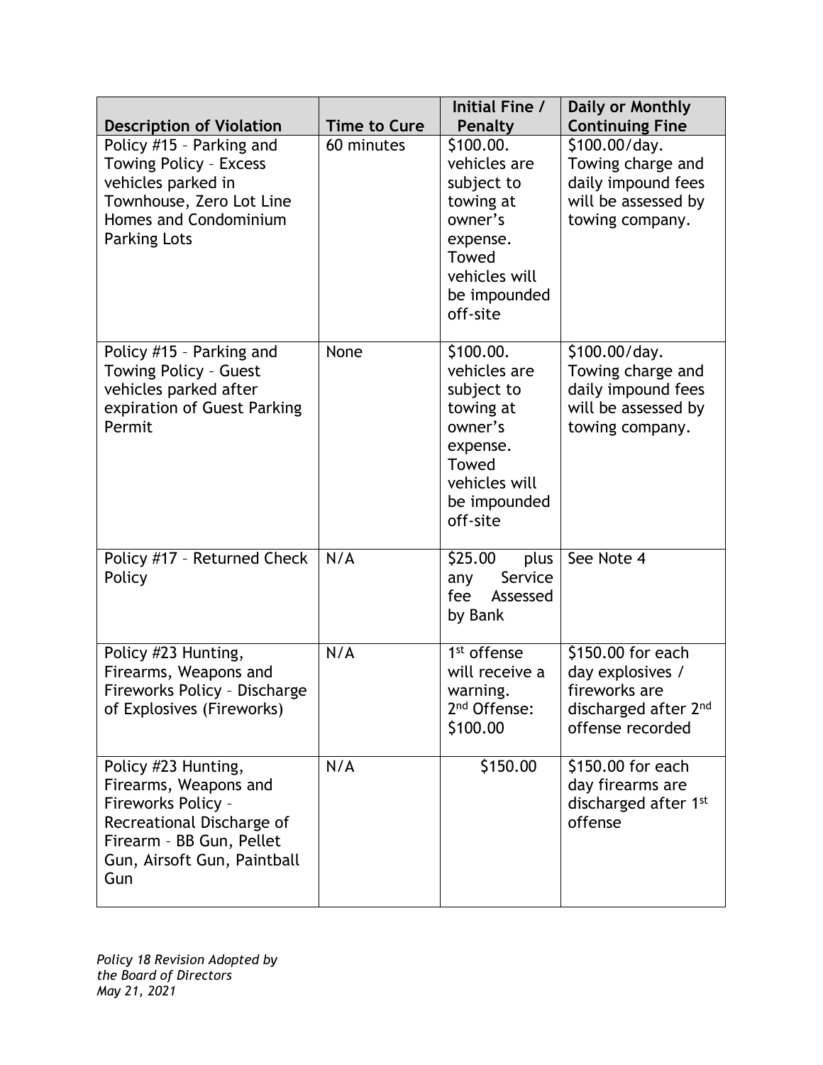| Description of Violation | Time to Cure | Initial Fine / Penalty | Daily or Monthly Continuing Fine |
|---|---|---|---|
| Policy #15 – Parking and Towing Policy – Excess vehicles parked in Townhouse, Zero Lot Line Homes and Condominium Parking Lots | 60 minutes | \$100.00. vehicles are subject to towing at owner's expense. Towed vehicles will be impounded off-site | \$100.00/day. Towing charge and daily impound fees will be assessed by towing company. |
| Policy #15 – Parking and Towing Policy – Guest vehicles parked after expiration of Guest Parking Permit | None | \$100.00. vehicles are subject to towing at owner's expense. Towed vehicles will be impounded off-site | \$100.00/day. Towing charge and daily impound fees will be assessed by towing company. |
| Policy #17 – Returned Check Policy | N/A | \$25.00 plus any Service fee Assessed by Bank | See Note 4 |
| Policy #23 Hunting, Firearms, Weapons and Fireworks Policy – Discharge of Explosives (Fireworks) | N/A | 1st offense will receive a warning. 2nd Offense: \$100.00 | \$150.00 for each day explosives / fireworks are discharged after 2nd offense recorded |
| Policy #23 Hunting, Firearms, Weapons and Fireworks Policy – Recreational Discharge of Firearm – BB Gun, Pellet Gun, Airsoft Gun, Paintball Gun | N/A | \$150.00 | \$150.00 for each day firearms are discharged after 1st offense |

*Policy 18 Revision Adopted by the Board of Directors May 21, 2021*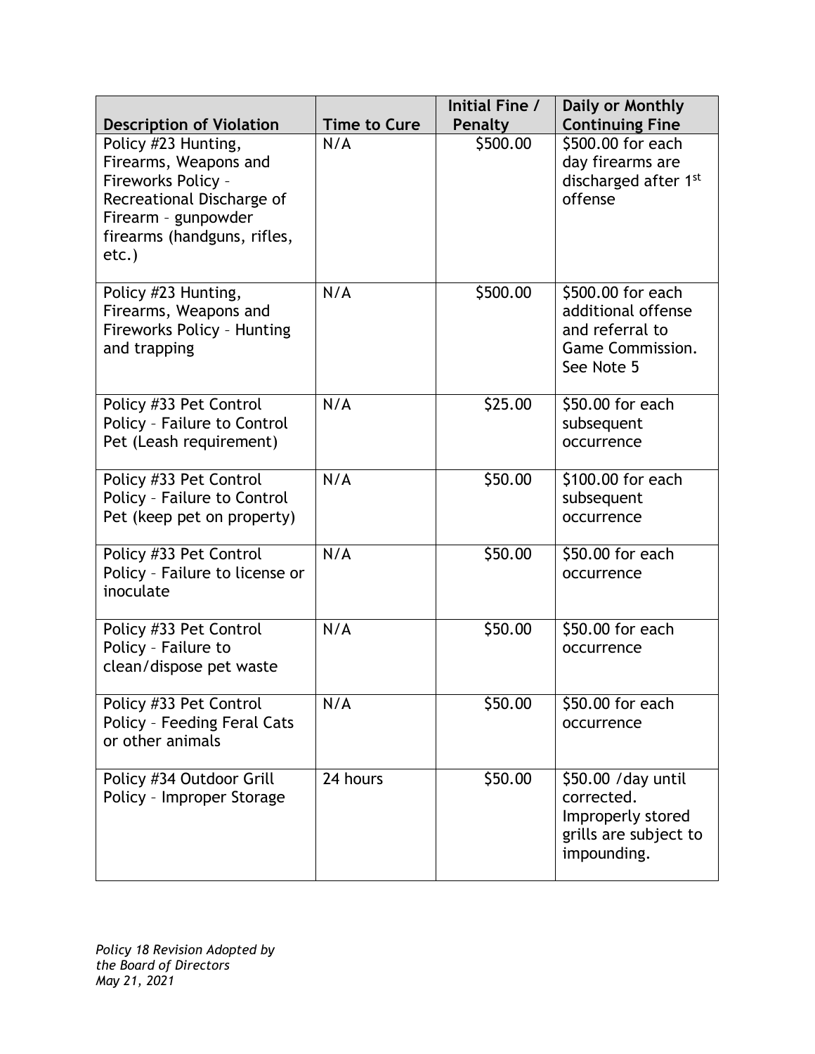| Description of Violation | Time to Cure | Initial Fine / Penalty | Daily or Monthly Continuing Fine |
|---|---|---|---|
| Policy #23 Hunting, Firearms, Weapons and Fireworks Policy – Recreational Discharge of Firearm – gunpowder firearms (handguns, rifles, etc.) | N/A | \$500.00 | \$500.00 for each day firearms are discharged after 1st offense |
| Policy #23 Hunting, Firearms, Weapons and Fireworks Policy – Hunting and trapping | N/A | \$500.00 | \$500.00 for each additional offense and referral to Game Commission. See Note 5 |
| Policy #33 Pet Control Policy – Failure to Control Pet (Leash requirement) | N/A | \$25.00 | \$50.00 for each subsequent occurrence |
| Policy #33 Pet Control Policy – Failure to Control Pet (keep pet on property) | N/A | \$50.00 | \$100.00 for each subsequent occurrence |
| Policy #33 Pet Control Policy – Failure to license or inoculate | N/A | \$50.00 | \$50.00 for each occurrence |
| Policy #33 Pet Control Policy – Failure to clean/dispose pet waste | N/A | \$50.00 | \$50.00 for each occurrence |
| Policy #33 Pet Control Policy – Feeding Feral Cats or other animals | N/A | \$50.00 | \$50.00 for each occurrence |
| Policy #34 Outdoor Grill Policy – Improper Storage | 24 hours | \$50.00 | \$50.00 /day until corrected. Improperly stored grills are subject to impounding. |

*Policy 18 Revision Adopted by the Board of Directors May 21, 2021*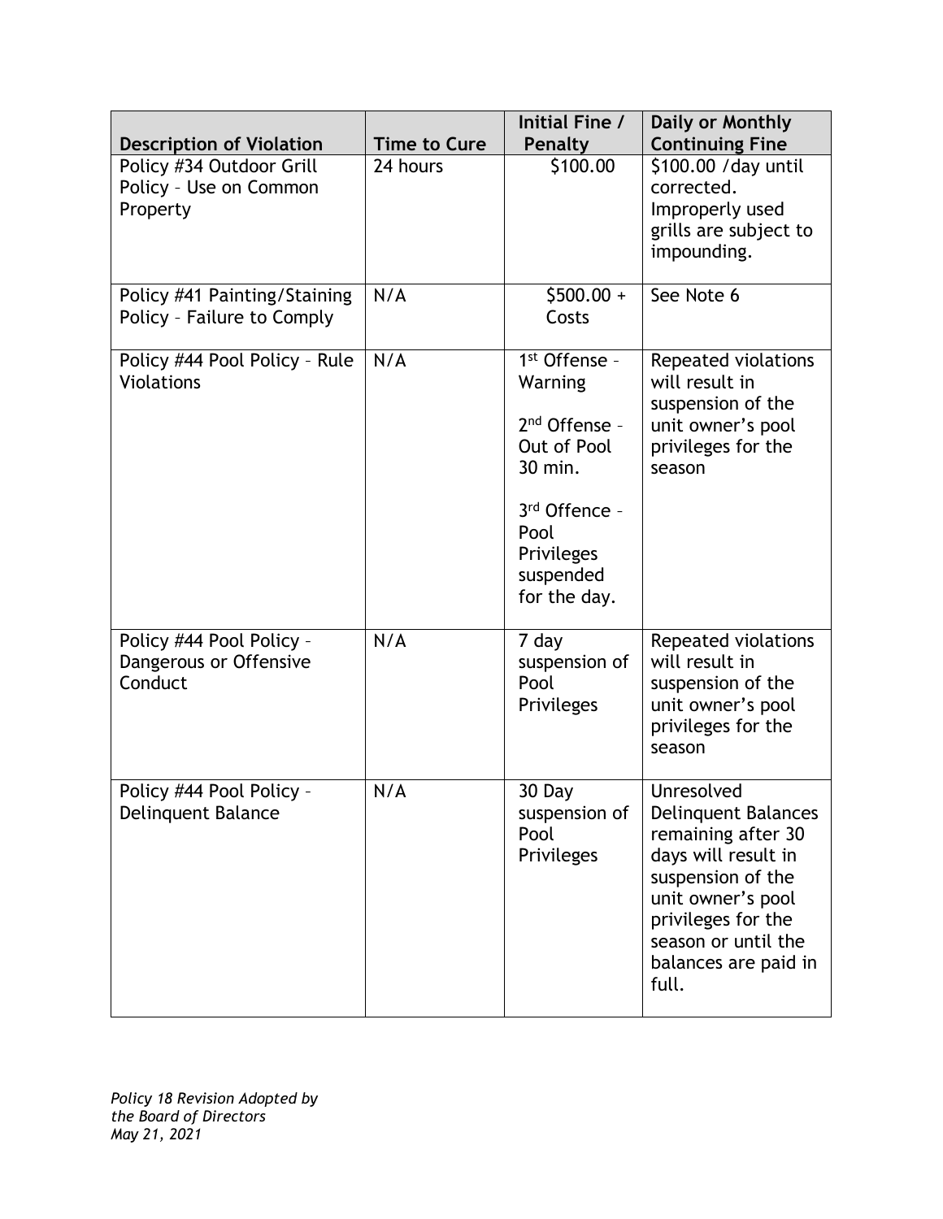| Description of Violation | Time to Cure | Initial Fine / Penalty | Daily or Monthly Continuing Fine |
|---|---|---|---|
| Policy #34 Outdoor Grill Policy – Use on Common Property | 24 hours | $100.00 | $100.00 /day until corrected. Improperly used grills are subject to impounding. |
| Policy #41 Painting/Staining Policy – Failure to Comply | N/A | $500.00 + Costs | See Note 6 |
| Policy #44 Pool Policy – Rule Violations | N/A | 1st Offense – Warning<br><br>2nd Offense – Out of Pool 30 min.<br><br>3rd Offence – Pool Privileges suspended for the day. | Repeated violations will result in suspension of the unit owner's pool privileges for the season |
| Policy #44 Pool Policy – Dangerous or Offensive Conduct | N/A | 7 day suspension of Pool Privileges | Repeated violations will result in suspension of the unit owner's pool privileges for the season |
| Policy #44 Pool Policy – Delinquent Balance | N/A | 30 Day suspension of Pool Privileges | Unresolved Delinquent Balances remaining after 30 days will result in suspension of the unit owner's pool privileges for the season or until the balances are paid in full. |

*Policy 18 Revision Adopted by the Board of Directors May 21, 2021*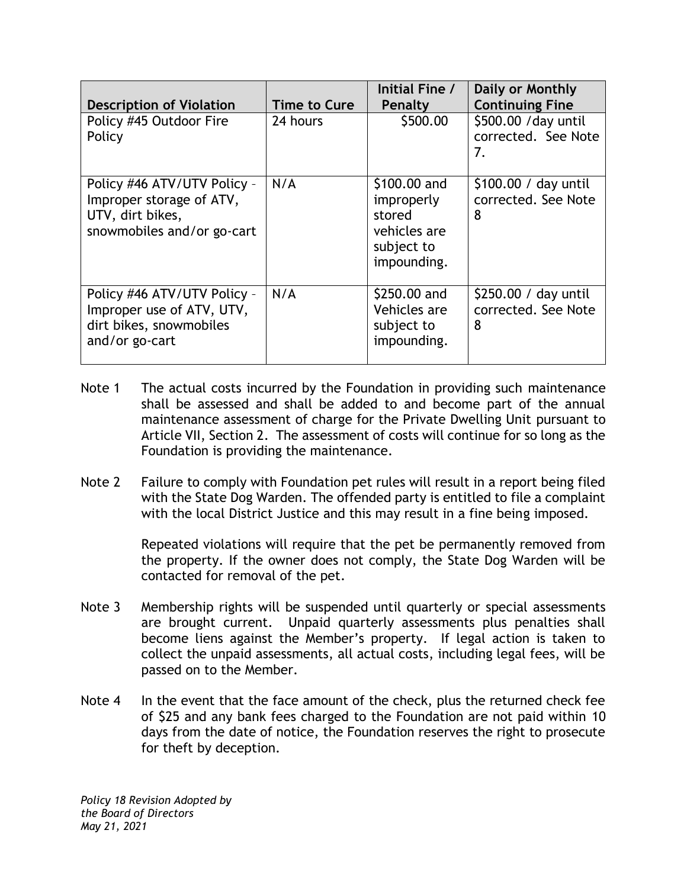| Description of Violation | Time to Cure | Initial Fine / Penalty | Daily or Monthly Continuing Fine |
|---|---|---|---|
| Policy #45 Outdoor Fire Policy | 24 hours | $500.00 | $500.00 /day until corrected. See Note 7. |
| Policy #46 ATV/UTV Policy – Improper storage of ATV, UTV, dirt bikes, snowmobiles and/or go-cart | N/A | $100.00 and improperly stored vehicles are subject to impounding. | $100.00 / day until corrected. See Note 8 |
| Policy #46 ATV/UTV Policy – Improper use of ATV, UTV, dirt bikes, snowmobiles and/or go-cart | N/A | $250.00 and Vehicles are subject to impounding. | $250.00 / day until corrected. See Note 8 |

Note 1 The actual costs incurred by the Foundation in providing such maintenance shall be assessed and shall be added to and become part of the annual maintenance assessment of charge for the Private Dwelling Unit pursuant to Article VII, Section 2. The assessment of costs will continue for so long as the Foundation is providing the maintenance.

Note 2 Failure to comply with Foundation pet rules will result in a report being filed with the State Dog Warden. The offended party is entitled to file a complaint with the local District Justice and this may result in a fine being imposed.

Repeated violations will require that the pet be permanently removed from the property. If the owner does not comply, the State Dog Warden will be contacted for removal of the pet.

Note 3 Membership rights will be suspended until quarterly or special assessments are brought current. Unpaid quarterly assessments plus penalties shall become liens against the Member's property. If legal action is taken to collect the unpaid assessments, all actual costs, including legal fees, will be passed on to the Member.

Note 4 In the event that the face amount of the check, plus the returned check fee of $25 and any bank fees charged to the Foundation are not paid within 10 days from the date of notice, the Foundation reserves the right to prosecute for theft by deception.

*Policy 18 Revision Adopted by the Board of Directors May 21, 2021*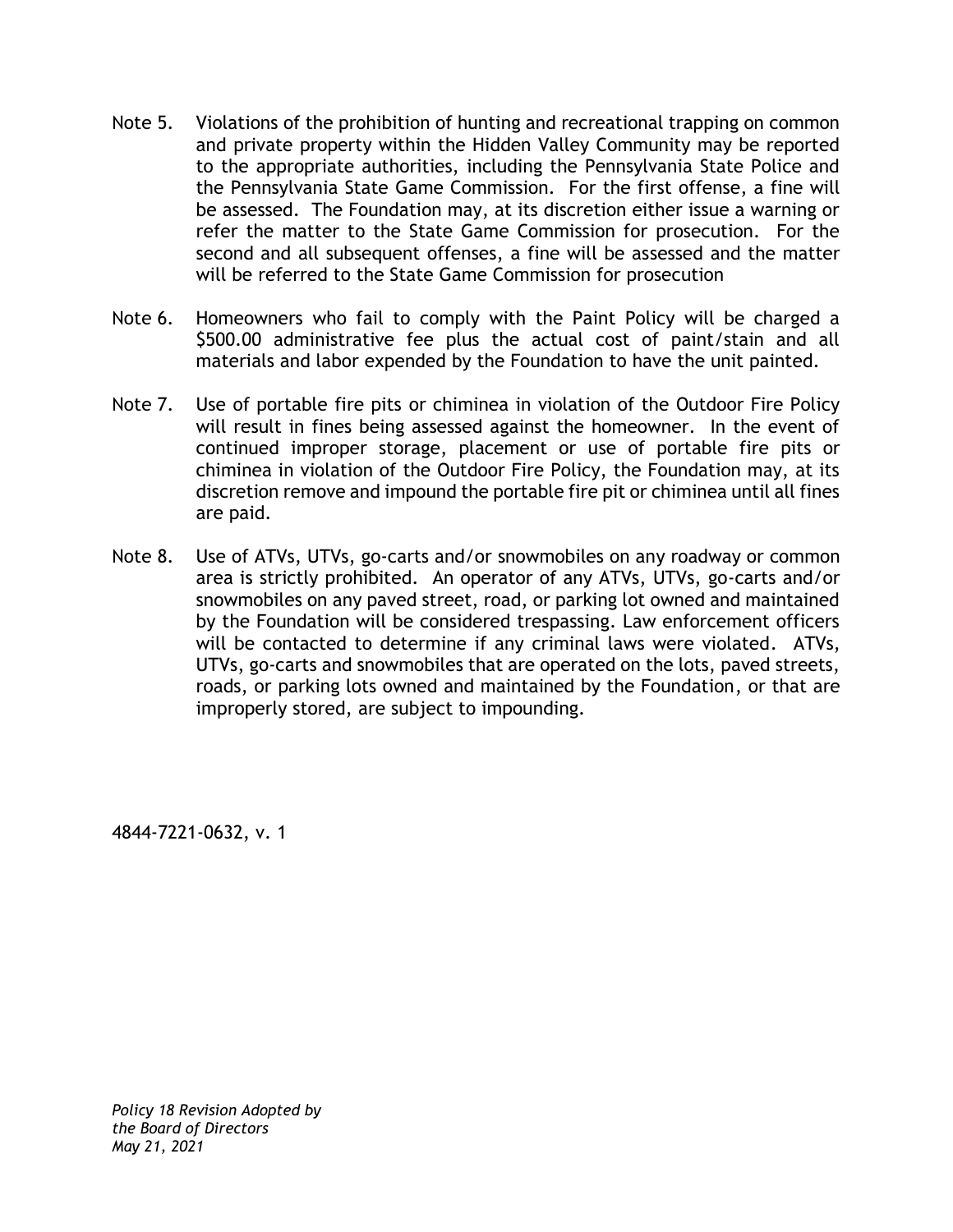Note 5. Violations of the prohibition of hunting and recreational trapping on common and private property within the Hidden Valley Community may be reported to the appropriate authorities, including the Pennsylvania State Police and the Pennsylvania State Game Commission. For the first offense, a fine will be assessed. The Foundation may, at its discretion either issue a warning or refer the matter to the State Game Commission for prosecution. For the second and all subsequent offenses, a fine will be assessed and the matter will be referred to the State Game Commission for prosecution

Note 6. Homeowners who fail to comply with the Paint Policy will be charged a $500.00 administrative fee plus the actual cost of paint/stain and all materials and labor expended by the Foundation to have the unit painted.

Note 7. Use of portable fire pits or chiminea in violation of the Outdoor Fire Policy will result in fines being assessed against the homeowner. In the event of continued improper storage, placement or use of portable fire pits or chiminea in violation of the Outdoor Fire Policy, the Foundation may, at its discretion remove and impound the portable fire pit or chiminea until all fines are paid.

Note 8. Use of ATVs, UTVs, go-carts and/or snowmobiles on any roadway or common area is strictly prohibited. An operator of any ATVs, UTVs, go-carts and/or snowmobiles on any paved street, road, or parking lot owned and maintained by the Foundation will be considered trespassing. Law enforcement officers will be contacted to determine if any criminal laws were violated. ATVs, UTVs, go-carts and snowmobiles that are operated on the lots, paved streets, roads, or parking lots owned and maintained by the Foundation, or that are improperly stored, are subject to impounding.

4844-7221-0632, v. 1

*Policy 18 Revision Adopted by the Board of Directors May 21, 2021*